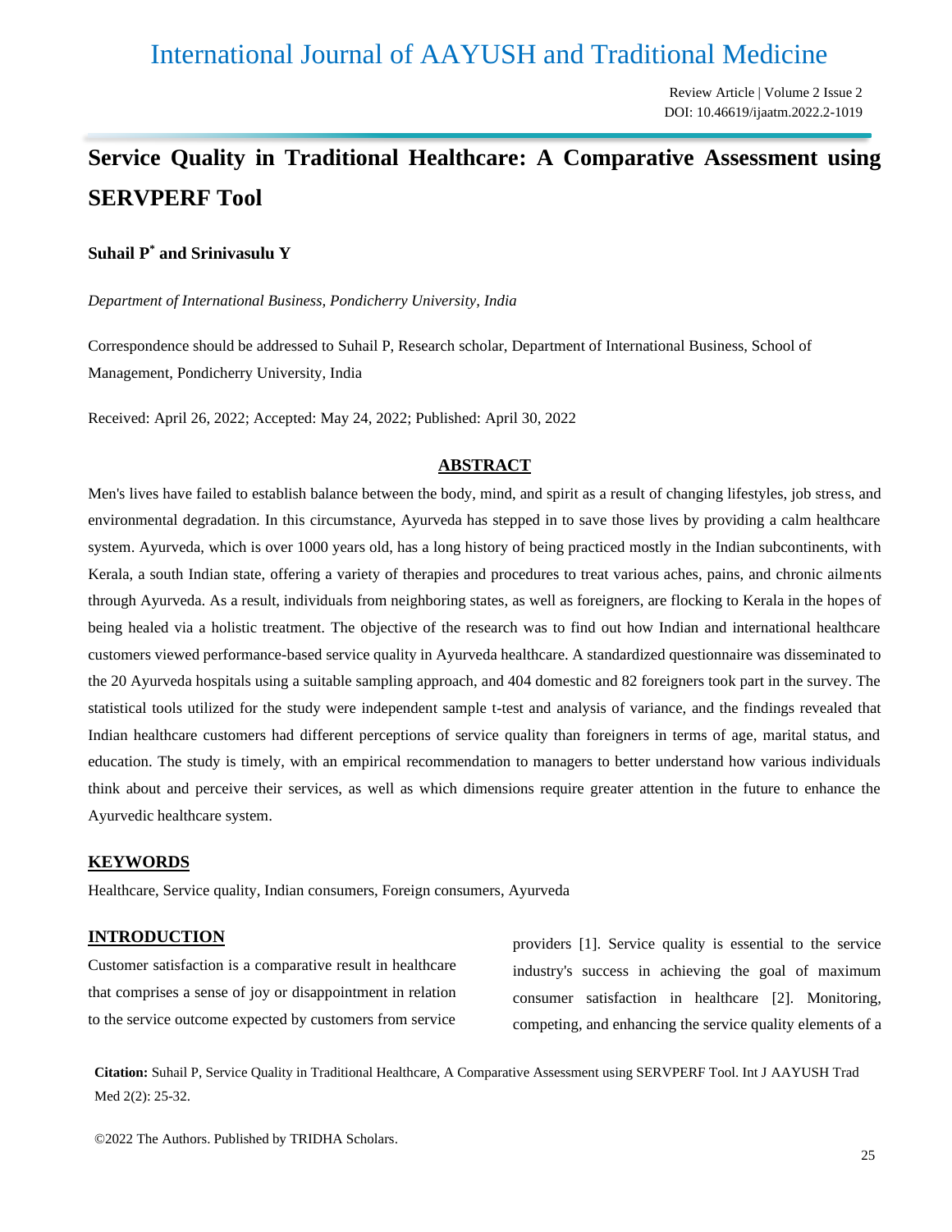# International Journal of AAYUSH and Traditional Medicine

Review Article | Volume 2 Issue 2
DOI: 10.46619/ijaatm.2022.2-1019

# Service Quality in Traditional Healthcare: A Comparative Assessment using SERVPERF Tool

**Suhail P[*] and Srinivasulu Y**

*Department of International Business, Pondicherry University, India*

Correspondence should be addressed to Suhail P, Research scholar, Department of International Business, School of Management, Pondicherry University, India

Received: April 26, 2022; Accepted: May 24, 2022; Published: April 30, 2022

## ABSTRACT

Men's lives have failed to establish balance between the body, mind, and spirit as a result of changing lifestyles, job stress, and environmental degradation. In this circumstance, Ayurveda has stepped in to save those lives by providing a calm healthcare system. Ayurveda, which is over 1000 years old, has a long history of being practiced mostly in the Indian subcontinents, with Kerala, a south Indian state, offering a variety of therapies and procedures to treat various aches, pains, and chronic ailments through Ayurveda. As a result, individuals from neighboring states, as well as foreigners, are flocking to Kerala in the hopes of being healed via a holistic treatment. The objective of the research was to find out how Indian and international healthcare customers viewed performance-based service quality in Ayurveda healthcare. A standardized questionnaire was disseminated to the 20 Ayurveda hospitals using a suitable sampling approach, and 404 domestic and 82 foreigners took part in the survey. The statistical tools utilized for the study were independent sample t-test and analysis of variance, and the findings revealed that Indian healthcare customers had different perceptions of service quality than foreigners in terms of age, marital status, and education. The study is timely, with an empirical recommendation to managers to better understand how various individuals think about and perceive their services, as well as which dimensions require greater attention in the future to enhance the Ayurvedic healthcare system.

## KEYWORDS

Healthcare, Service quality, Indian consumers, Foreign consumers, Ayurveda

## INTRODUCTION

Customer satisfaction is a comparative result in healthcare that comprises a sense of joy or disappointment in relation to the service outcome expected by customers from service providers [1]. Service quality is essential to the service industry's success in achieving the goal of maximum consumer satisfaction in healthcare [2]. Monitoring, competing, and enhancing the service quality elements of a

**Citation:** Suhail P, Service Quality in Traditional Healthcare, A Comparative Assessment using SERVPERF Tool. Int J AAYUSH Trad Med 2(2): 25-32.

©2022 The Authors. Published by TRIDHA Scholars.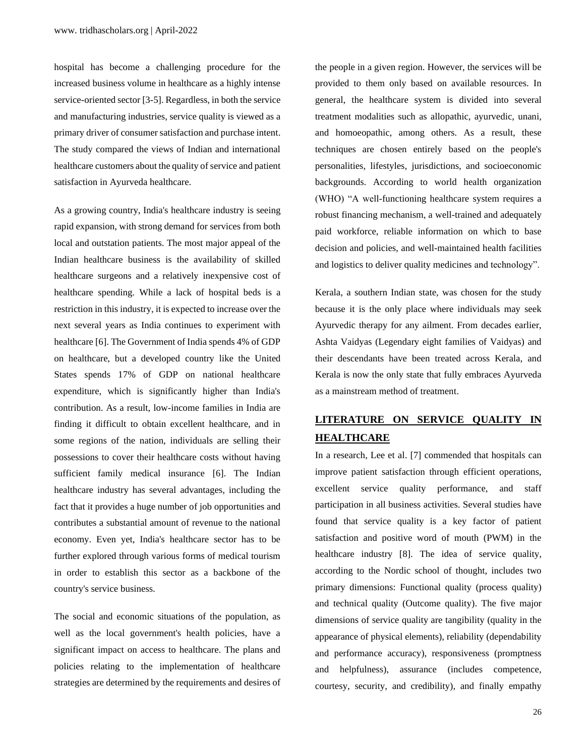hospital has become a challenging procedure for the increased business volume in healthcare as a highly intense service-oriented sector [3-5]. Regardless, in both the service and manufacturing industries, service quality is viewed as a primary driver of consumer satisfaction and purchase intent. The study compared the views of Indian and international healthcare customers about the quality of service and patient satisfaction in Ayurveda healthcare.

As a growing country, India's healthcare industry is seeing rapid expansion, with strong demand for services from both local and outstation patients. The most major appeal of the Indian healthcare business is the availability of skilled healthcare surgeons and a relatively inexpensive cost of healthcare spending. While a lack of hospital beds is a restriction in this industry, it is expected to increase over the next several years as India continues to experiment with healthcare [6]. The Government of India spends 4% of GDP on healthcare, but a developed country like the United States spends 17% of GDP on national healthcare expenditure, which is significantly higher than India's contribution. As a result, low-income families in India are finding it difficult to obtain excellent healthcare, and in some regions of the nation, individuals are selling their possessions to cover their healthcare costs without having sufficient family medical insurance [6]. The Indian healthcare industry has several advantages, including the fact that it provides a huge number of job opportunities and contributes a substantial amount of revenue to the national economy. Even yet, India's healthcare sector has to be further explored through various forms of medical tourism in order to establish this sector as a backbone of the country's service business.

The social and economic situations of the population, as well as the local government's health policies, have a significant impact on access to healthcare. The plans and policies relating to the implementation of healthcare strategies are determined by the requirements and desires of the people in a given region. However, the services will be provided to them only based on available resources. In general, the healthcare system is divided into several treatment modalities such as allopathic, ayurvedic, unani, and homoeopathic, among others. As a result, these techniques are chosen entirely based on the people's personalities, lifestyles, jurisdictions, and socioeconomic backgrounds. According to world health organization (WHO) "A well-functioning healthcare system requires a robust financing mechanism, a well-trained and adequately paid workforce, reliable information on which to base decision and policies, and well-maintained health facilities and logistics to deliver quality medicines and technology".

Kerala, a southern Indian state, was chosen for the study because it is the only place where individuals may seek Ayurvedic therapy for any ailment. From decades earlier, Ashta Vaidyas (Legendary eight families of Vaidyas) and their descendants have been treated across Kerala, and Kerala is now the only state that fully embraces Ayurveda as a mainstream method of treatment.

## LITERATURE ON SERVICE QUALITY IN HEALTHCARE

In a research, Lee et al. [7] commended that hospitals can improve patient satisfaction through efficient operations, excellent service quality performance, and staff participation in all business activities. Several studies have found that service quality is a key factor of patient satisfaction and positive word of mouth (PWM) in the healthcare industry [8]. The idea of service quality, according to the Nordic school of thought, includes two primary dimensions: Functional quality (process quality) and technical quality (Outcome quality). The five major dimensions of service quality are tangibility (quality in the appearance of physical elements), reliability (dependability and performance accuracy), responsiveness (promptness and helpfulness), assurance (includes competence, courtesy, security, and credibility), and finally empathy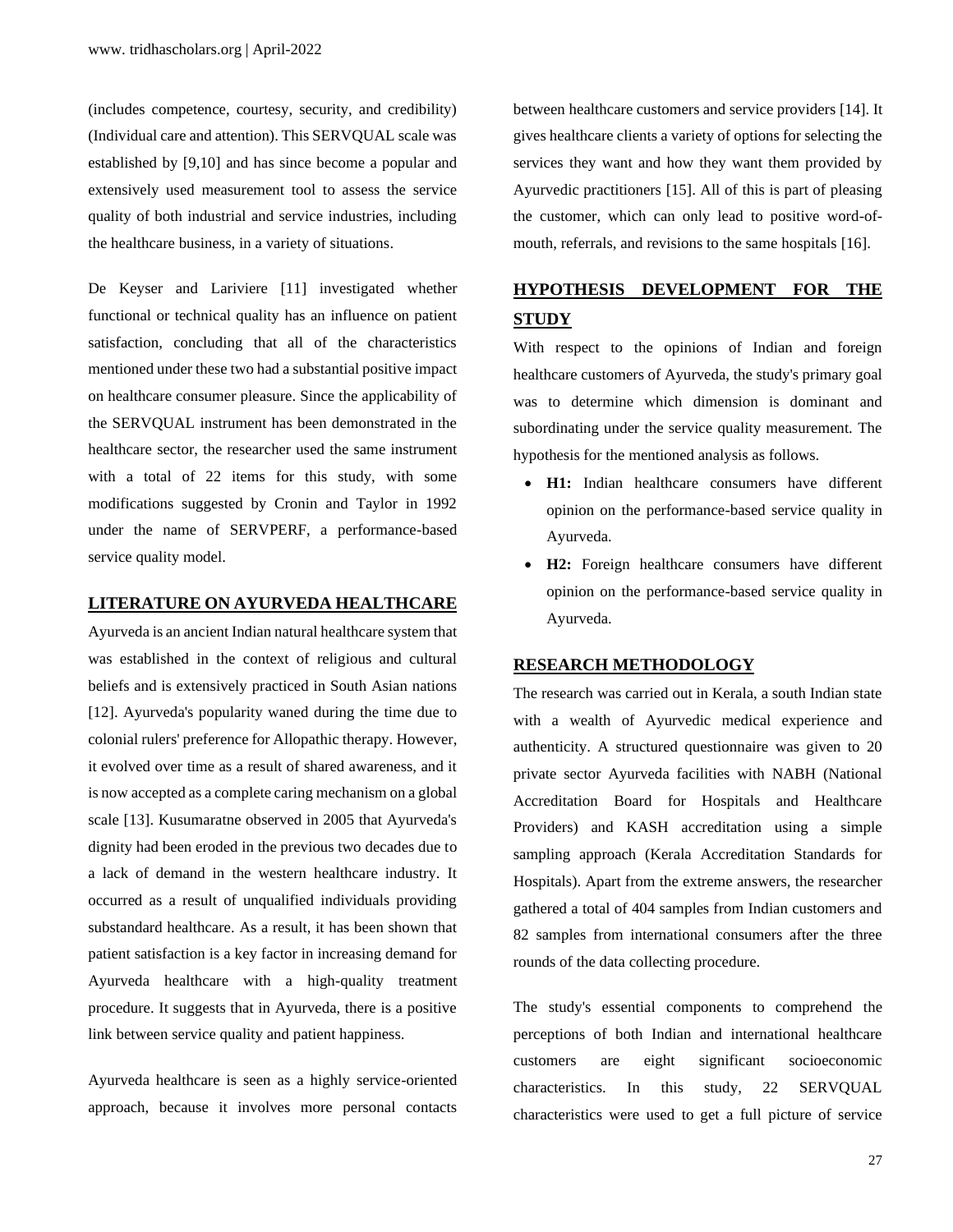(includes competence, courtesy, security, and credibility) (Individual care and attention). This SERVQUAL scale was established by [9,10] and has since become a popular and extensively used measurement tool to assess the service quality of both industrial and service industries, including the healthcare business, in a variety of situations.

De Keyser and Lariviere [11] investigated whether functional or technical quality has an influence on patient satisfaction, concluding that all of the characteristics mentioned under these two had a substantial positive impact on healthcare consumer pleasure. Since the applicability of the SERVQUAL instrument has been demonstrated in the healthcare sector, the researcher used the same instrument with a total of 22 items for this study, with some modifications suggested by Cronin and Taylor in 1992 under the name of SERVPERF, a performance-based service quality model.

## LITERATURE ON AYURVEDA HEALTHCARE

Ayurveda is an ancient Indian natural healthcare system that was established in the context of religious and cultural beliefs and is extensively practiced in South Asian nations [12]. Ayurveda's popularity waned during the time due to colonial rulers' preference for Allopathic therapy. However, it evolved over time as a result of shared awareness, and it is now accepted as a complete caring mechanism on a global scale [13]. Kusumaratne observed in 2005 that Ayurveda's dignity had been eroded in the previous two decades due to a lack of demand in the western healthcare industry. It occurred as a result of unqualified individuals providing substandard healthcare. As a result, it has been shown that patient satisfaction is a key factor in increasing demand for Ayurveda healthcare with a high-quality treatment procedure. It suggests that in Ayurveda, there is a positive link between service quality and patient happiness.

Ayurveda healthcare is seen as a highly service-oriented approach, because it involves more personal contacts between healthcare customers and service providers [14]. It gives healthcare clients a variety of options for selecting the services they want and how they want them provided by Ayurvedic practitioners [15]. All of this is part of pleasing the customer, which can only lead to positive word-of-mouth, referrals, and revisions to the same hospitals [16].

## HYPOTHESIS DEVELOPMENT FOR THE STUDY

With respect to the opinions of Indian and foreign healthcare customers of Ayurveda, the study's primary goal was to determine which dimension is dominant and subordinating under the service quality measurement. The hypothesis for the mentioned analysis as follows.

- **H1:** Indian healthcare consumers have different opinion on the performance-based service quality in Ayurveda.
- **H2:** Foreign healthcare consumers have different opinion on the performance-based service quality in Ayurveda.

## RESEARCH METHODOLOGY

The research was carried out in Kerala, a south Indian state with a wealth of Ayurvedic medical experience and authenticity. A structured questionnaire was given to 20 private sector Ayurveda facilities with NABH (National Accreditation Board for Hospitals and Healthcare Providers) and KASH accreditation using a simple sampling approach (Kerala Accreditation Standards for Hospitals). Apart from the extreme answers, the researcher gathered a total of 404 samples from Indian customers and 82 samples from international consumers after the three rounds of the data collecting procedure.

The study's essential components to comprehend the perceptions of both Indian and international healthcare customers are eight significant socioeconomic characteristics. In this study, 22 SERVQUAL characteristics were used to get a full picture of service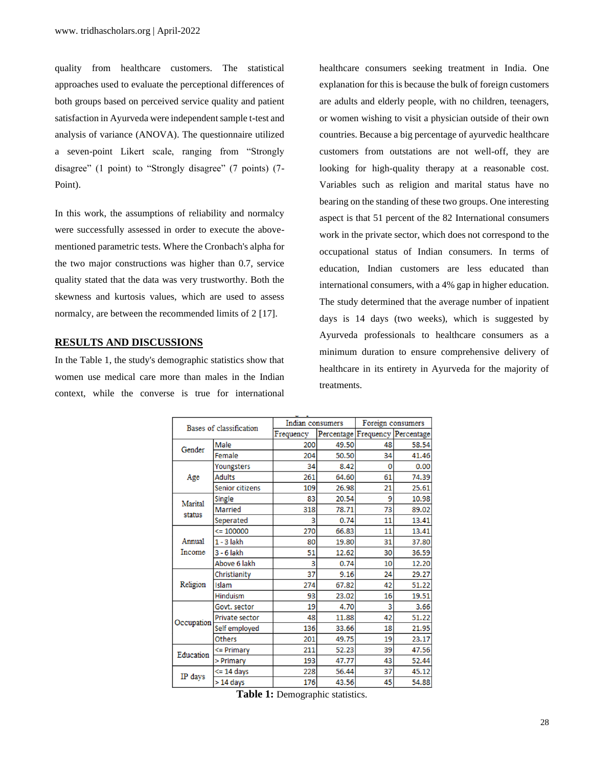quality from healthcare customers. The statistical approaches used to evaluate the perceptional differences of both groups based on perceived service quality and patient satisfaction in Ayurveda were independent sample t-test and analysis of variance (ANOVA). The questionnaire utilized a seven-point Likert scale, ranging from "Strongly disagree" (1 point) to "Strongly disagree" (7 points) (7-Point).

In this work, the assumptions of reliability and normalcy were successfully assessed in order to execute the above-mentioned parametric tests. Where the Cronbach's alpha for the two major constructions was higher than 0.7, service quality stated that the data was very trustworthy. Both the skewness and kurtosis values, which are used to assess normalcy, are between the recommended limits of 2 [17].

## RESULTS AND DISCUSSIONS

In the Table 1, the study's demographic statistics show that women use medical care more than males in the Indian context, while the converse is true for international healthcare consumers seeking treatment in India. One explanation for this is because the bulk of foreign customers are adults and elderly people, with no children, teenagers, or women wishing to visit a physician outside of their own countries. Because a big percentage of ayurvedic healthcare customers from outstations are not well-off, they are looking for high-quality therapy at a reasonable cost. Variables such as religion and marital status have no bearing on the standing of these two groups. One interesting aspect is that 51 percent of the 82 International consumers work in the private sector, which does not correspond to the occupational status of Indian consumers. In terms of education, Indian customers are less educated than international consumers, with a 4% gap in higher education. The study determined that the average number of inpatient days is 14 days (two weeks), which is suggested by Ayurveda professionals to healthcare consumers as a minimum duration to ensure comprehensive delivery of healthcare in its entirety in Ayurveda for the majority of treatments.

| Bases of classification | | Indian consumers | | Foreign consumers | |
|---|---|---|---|---|---|
| | | Frequency | Percentage | Frequency | Percentage |
| Gender | Male | 200 | 49.50 | 48 | 58.54 |
| | Female | 204 | 50.50 | 34 | 41.46 |
| Age | Youngsters | 34 | 8.42 | 0 | 0.00 |
| | Adults | 261 | 64.60 | 61 | 74.39 |
| | Senior citizens | 109 | 26.98 | 21 | 25.61 |
| Marital status | Single | 83 | 20.54 | 9 | 10.98 |
| | Married | 318 | 78.71 | 73 | 89.02 |
| | Seperated | 3 | 0.74 | 11 | 13.41 |
| Annual Income | <= 100000 | 270 | 66.83 | 11 | 13.41 |
| | 1 - 3 lakh | 80 | 19.80 | 31 | 37.80 |
| | 3 - 6 lakh | 51 | 12.62 | 30 | 36.59 |
| | Above 6 lakh | 3 | 0.74 | 10 | 12.20 |
| Religion | Christianity | 37 | 9.16 | 24 | 29.27 |
| | Islam | 274 | 67.82 | 42 | 51.22 |
| | Hinduism | 93 | 23.02 | 16 | 19.51 |
| Occupation | Govt. sector | 19 | 4.70 | 3 | 3.66 |
| | Private sector | 48 | 11.88 | 42 | 51.22 |
| | Self employed | 136 | 33.66 | 18 | 21.95 |
| | Others | 201 | 49.75 | 19 | 23.17 |
| Education | <= Primary | 211 | 52.23 | 39 | 47.56 |
| | > Primary | 193 | 47.77 | 43 | 52.44 |
| IP days | <= 14 days | 228 | 56.44 | 37 | 45.12 |
| | > 14 days | 176 | 43.56 | 45 | 54.88 |

**Table 1:** Demographic statistics.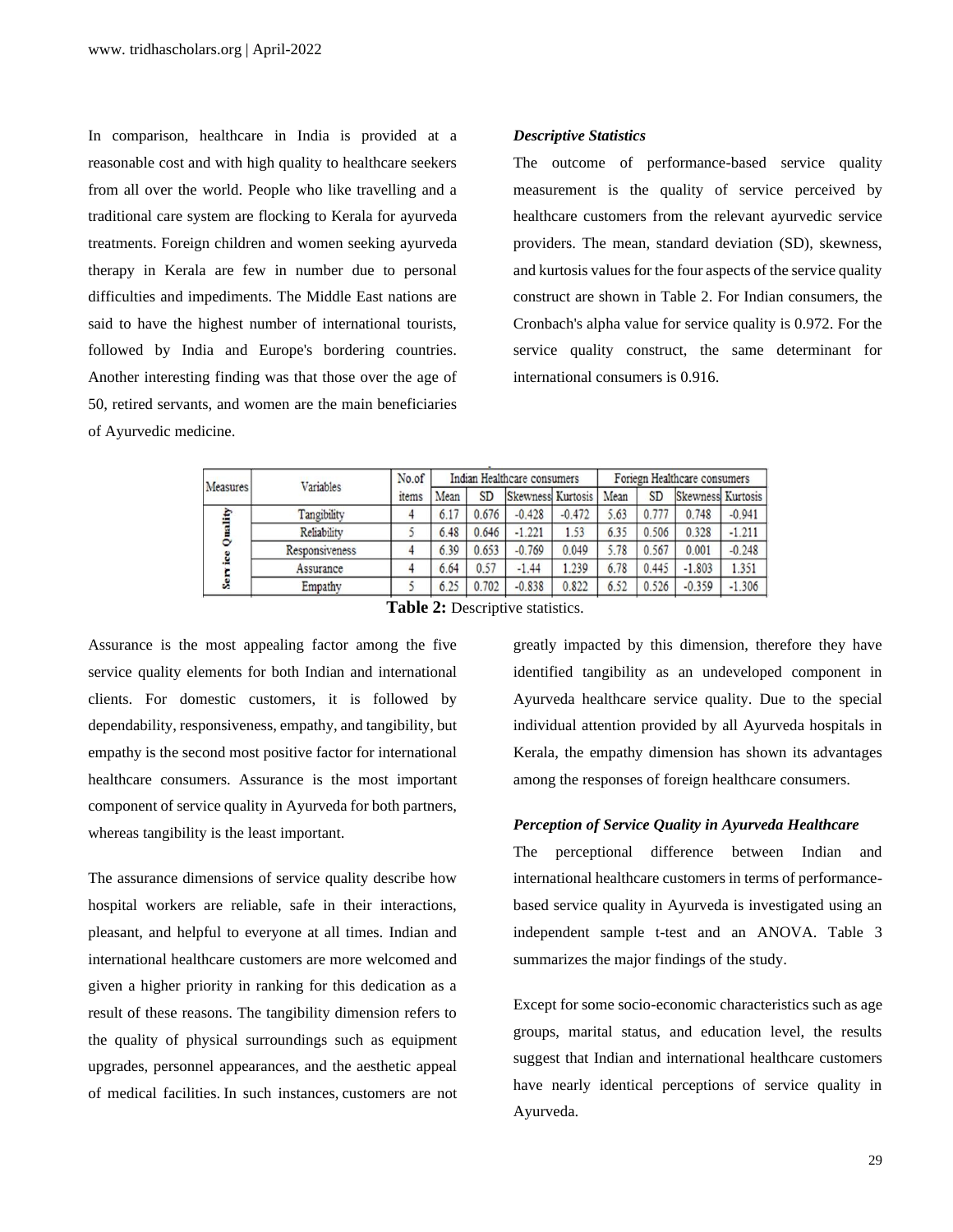In comparison, healthcare in India is provided at a reasonable cost and with high quality to healthcare seekers from all over the world. People who like travelling and a traditional care system are flocking to Kerala for ayurveda treatments. Foreign children and women seeking ayurveda therapy in Kerala are few in number due to personal difficulties and impediments. The Middle East nations are said to have the highest number of international tourists, followed by India and Europe's bordering countries. Another interesting finding was that those over the age of 50, retired servants, and women are the main beneficiaries of Ayurvedic medicine.

***Descriptive Statistics***

The outcome of performance-based service quality measurement is the quality of service perceived by healthcare customers from the relevant ayurvedic service providers. The mean, standard deviation (SD), skewness, and kurtosis values for the four aspects of the service quality construct are shown in Table 2. For Indian consumers, the Cronbach's alpha value for service quality is 0.972. For the service quality construct, the same determinant for international consumers is 0.916.

| Measures | Variables | No.of items | Indian Healthcare consumers | | | | Foriegn Healthcare consumers | | | |
|---|---|---|---|---|---|---|---|---|---|---|
| | | | Mean | SD | Skewness | Kurtosis | Mean | SD | Skewness | Kurtosis |
| Service Quality | Tangibility | 4 | 6.17 | 0.676 | -0.428 | -0.472 | 5.63 | 0.777 | 0.748 | -0.941 |
| | Reliability | 5 | 6.48 | 0.646 | -1.221 | 1.53 | 6.35 | 0.506 | 0.328 | -1.211 |
| | Responsiveness | 4 | 6.39 | 0.653 | -0.769 | 0.049 | 5.78 | 0.567 | 0.001 | -0.248 |
| | Assurance | 4 | 6.64 | 0.57 | -1.44 | 1.239 | 6.78 | 0.445 | -1.803 | 1.351 |
| | Empathy | 5 | 6.25 | 0.702 | -0.838 | 0.822 | 6.52 | 0.526 | -0.359 | -1.306 |

**Table 2:** Descriptive statistics.

Assurance is the most appealing factor among the five service quality elements for both Indian and international clients. For domestic customers, it is followed by dependability, responsiveness, empathy, and tangibility, but empathy is the second most positive factor for international healthcare consumers. Assurance is the most important component of service quality in Ayurveda for both partners, whereas tangibility is the least important.

The assurance dimensions of service quality describe how hospital workers are reliable, safe in their interactions, pleasant, and helpful to everyone at all times. Indian and international healthcare customers are more welcomed and given a higher priority in ranking for this dedication as a result of these reasons. The tangibility dimension refers to the quality of physical surroundings such as equipment upgrades, personnel appearances, and the aesthetic appeal of medical facilities. In such instances, customers are not greatly impacted by this dimension, therefore they have identified tangibility as an undeveloped component in Ayurveda healthcare service quality. Due to the special individual attention provided by all Ayurveda hospitals in Kerala, the empathy dimension has shown its advantages among the responses of foreign healthcare consumers.

***Perception of Service Quality in Ayurveda Healthcare***

The perceptional difference between Indian and international healthcare customers in terms of performance-based service quality in Ayurveda is investigated using an independent sample t-test and an ANOVA. Table 3 summarizes the major findings of the study.

Except for some socio-economic characteristics such as age groups, marital status, and education level, the results suggest that Indian and international healthcare customers have nearly identical perceptions of service quality in Ayurveda.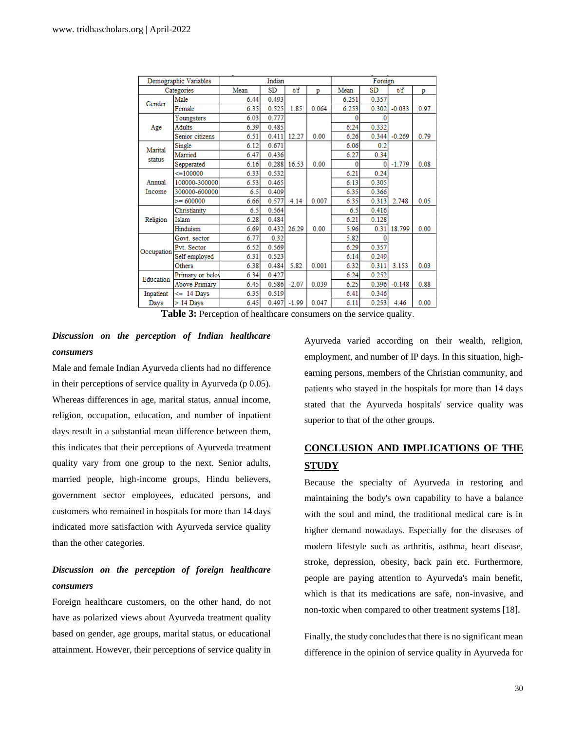| Demographic Variables | | Indian | | | | Foreign | | | |
|---|---|---|---|---|---|---|---|---|---|
| Categories | | Mean | SD | t/f | p | Mean | SD | t/f | p |
| Gender | Male | 6.44 | 0.493 | | | 6.251 | 0.357 | | |
| | Female | 6.35 | 0.525 | 1.85 | 0.064 | 6.253 | 0.302 | -0.033 | 0.97 |
| Age | Youngsters | 6.03 | 0.777 | | | 0 | 0 | | |
| | Adults | 6.39 | 0.485 | | | 6.24 | 0.332 | | |
| | Senior citizens | 6.51 | 0.411 | 12.27 | 0.00 | 6.26 | 0.344 | -0.269 | 0.79 |
| Marital status | Single | 6.12 | 0.671 | | | 6.06 | 0.2 | | |
| | Married | 6.47 | 0.436 | | | 6.27 | 0.34 | | |
| | Sepperated | 6.16 | 0.288 | 16.53 | 0.00 | 0 | 0 | -1.779 | 0.08 |
| Annual Income | <=100000 | 6.33 | 0.532 | | | 6.21 | 0.24 | | |
| | 100000-300000 | 6.53 | 0.465 | | | 6.13 | 0.305 | | |
| | 300000-600000 | 6.5 | 0.409 | | | 6.35 | 0.366 | | |
| | >= 600000 | 6.66 | 0.577 | 4.14 | 0.007 | 6.35 | 0.313 | 2.748 | 0.05 |
| Religion | Christianity | 6.5 | 0.564 | | | 6.5 | 0.416 | | |
| | Islam | 6.28 | 0.484 | | | 6.21 | 0.128 | | |
| | Hinduism | 6.69 | 0.432 | 26.29 | 0.00 | 5.96 | 0.31 | 18.799 | 0.00 |
| Occupation | Govt. sector | 6.77 | 0.32 | | | 5.82 | 0 | | |
| | Pvt. Sector | 6.52 | 0.569 | | | 6.29 | 0.357 | | |
| | Self employed | 6.31 | 0.523 | | | 6.14 | 0.249 | | |
| | Others | 6.38 | 0.484 | 5.82 | 0.001 | 6.32 | 0.311 | 3.153 | 0.03 |
| Education | Primary or below | 6.34 | 0.427 | | | 6.24 | 0.252 | | |
| | Above Primary | 6.45 | 0.586 | -2.07 | 0.039 | 6.25 | 0.396 | -0.148 | 0.88 |
| Inpatient Days | <= 14 Days | 6.35 | 0.519 | | | 6.41 | 0.346 | | |
| | > 14 Days | 6.45 | 0.497 | -1.99 | 0.047 | 6.11 | 0.253 | 4.46 | 0.00 |

**Table 3:** Perception of healthcare consumers on the service quality.

***Discussion on the perception of Indian healthcare consumers***

Male and female Indian Ayurveda clients had no difference in their perceptions of service quality in Ayurveda (p 0.05). Whereas differences in age, marital status, annual income, religion, occupation, education, and number of inpatient days result in a substantial mean difference between them, this indicates that their perceptions of Ayurveda treatment quality vary from one group to the next. Senior adults, married people, high-income groups, Hindu believers, government sector employees, educated persons, and customers who remained in hospitals for more than 14 days indicated more satisfaction with Ayurveda service quality than the other categories.

***Discussion on the perception of foreign healthcare consumers***

Foreign healthcare customers, on the other hand, do not have as polarized views about Ayurveda treatment quality based on gender, age groups, marital status, or educational attainment. However, their perceptions of service quality in Ayurveda varied according on their wealth, religion, employment, and number of IP days. In this situation, high-earning persons, members of the Christian community, and patients who stayed in the hospitals for more than 14 days stated that the Ayurveda hospitals' service quality was superior to that of the other groups.

## CONCLUSION AND IMPLICATIONS OF THE STUDY

Because the specialty of Ayurveda in restoring and maintaining the body's own capability to have a balance with the soul and mind, the traditional medical care is in higher demand nowadays. Especially for the diseases of modern lifestyle such as arthritis, asthma, heart disease, stroke, depression, obesity, back pain etc. Furthermore, people are paying attention to Ayurveda's main benefit, which is that its medications are safe, non-invasive, and non-toxic when compared to other treatment systems [18].

Finally, the study concludes that there is no significant mean difference in the opinion of service quality in Ayurveda for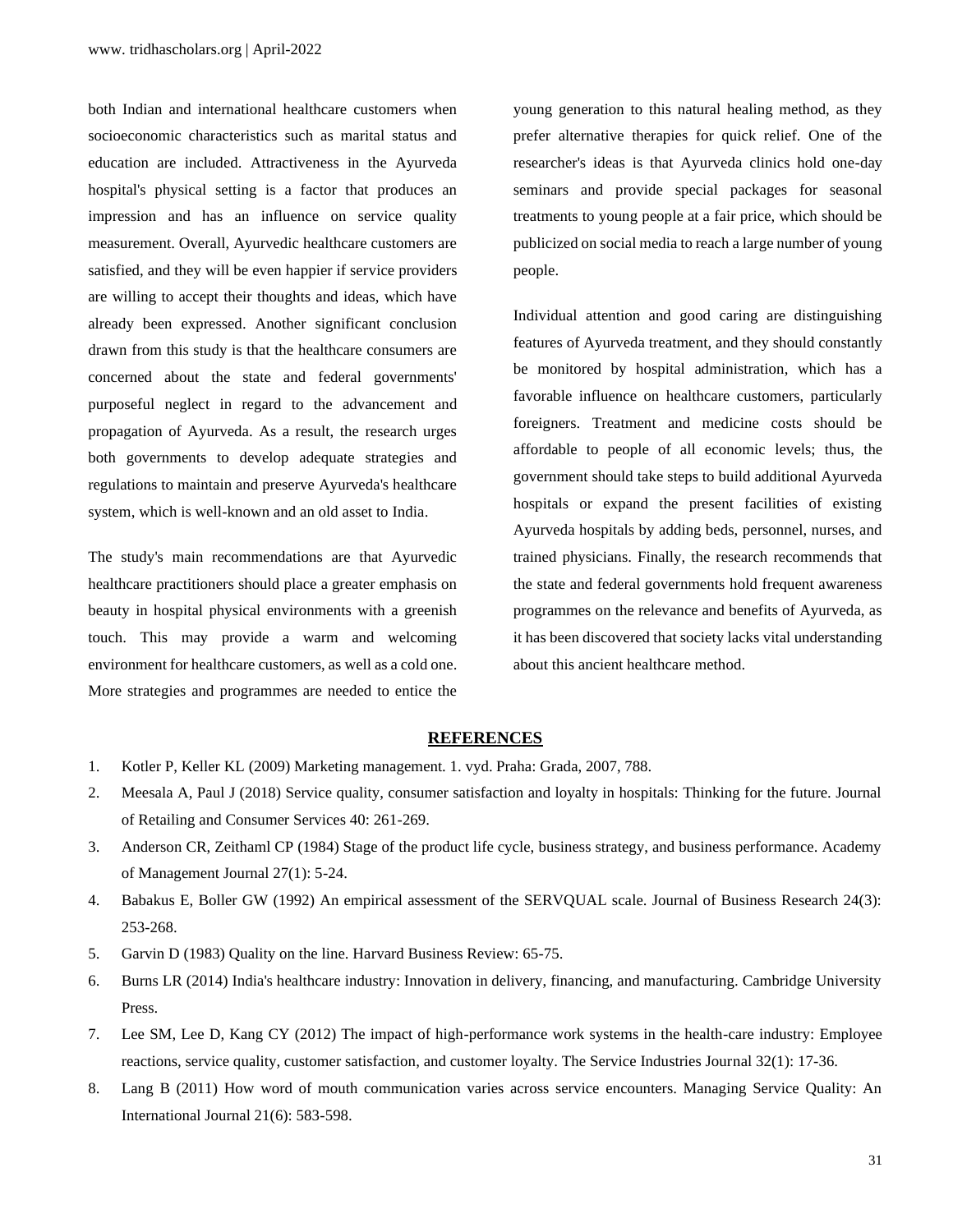both Indian and international healthcare customers when socioeconomic characteristics such as marital status and education are included. Attractiveness in the Ayurveda hospital's physical setting is a factor that produces an impression and has an influence on service quality measurement. Overall, Ayurvedic healthcare customers are satisfied, and they will be even happier if service providers are willing to accept their thoughts and ideas, which have already been expressed. Another significant conclusion drawn from this study is that the healthcare consumers are concerned about the state and federal governments' purposeful neglect in regard to the advancement and propagation of Ayurveda. As a result, the research urges both governments to develop adequate strategies and regulations to maintain and preserve Ayurveda's healthcare system, which is well-known and an old asset to India.

The study's main recommendations are that Ayurvedic healthcare practitioners should place a greater emphasis on beauty in hospital physical environments with a greenish touch. This may provide a warm and welcoming environment for healthcare customers, as well as a cold one. More strategies and programmes are needed to entice the young generation to this natural healing method, as they prefer alternative therapies for quick relief. One of the researcher's ideas is that Ayurveda clinics hold one-day seminars and provide special packages for seasonal treatments to young people at a fair price, which should be publicized on social media to reach a large number of young people.

Individual attention and good caring are distinguishing features of Ayurveda treatment, and they should constantly be monitored by hospital administration, which has a favorable influence on healthcare customers, particularly foreigners. Treatment and medicine costs should be affordable to people of all economic levels; thus, the government should take steps to build additional Ayurveda hospitals or expand the present facilities of existing Ayurveda hospitals by adding beds, personnel, nurses, and trained physicians. Finally, the research recommends that the state and federal governments hold frequent awareness programmes on the relevance and benefits of Ayurveda, as it has been discovered that society lacks vital understanding about this ancient healthcare method.

## REFERENCES

1. Kotler P, Keller KL (2009) Marketing management. 1. vyd. Praha: Grada, 2007, 788.
2. Meesala A, Paul J (2018) Service quality, consumer satisfaction and loyalty in hospitals: Thinking for the future. Journal of Retailing and Consumer Services 40: 261-269.
3. Anderson CR, Zeithaml CP (1984) Stage of the product life cycle, business strategy, and business performance. Academy of Management Journal 27(1): 5-24.
4. Babakus E, Boller GW (1992) An empirical assessment of the SERVQUAL scale. Journal of Business Research 24(3): 253-268.
5. Garvin D (1983) Quality on the line. Harvard Business Review: 65-75.
6. Burns LR (2014) India's healthcare industry: Innovation in delivery, financing, and manufacturing. Cambridge University Press.
7. Lee SM, Lee D, Kang CY (2012) The impact of high-performance work systems in the health-care industry: Employee reactions, service quality, customer satisfaction, and customer loyalty. The Service Industries Journal 32(1): 17-36.
8. Lang B (2011) How word of mouth communication varies across service encounters. Managing Service Quality: An International Journal 21(6): 583-598.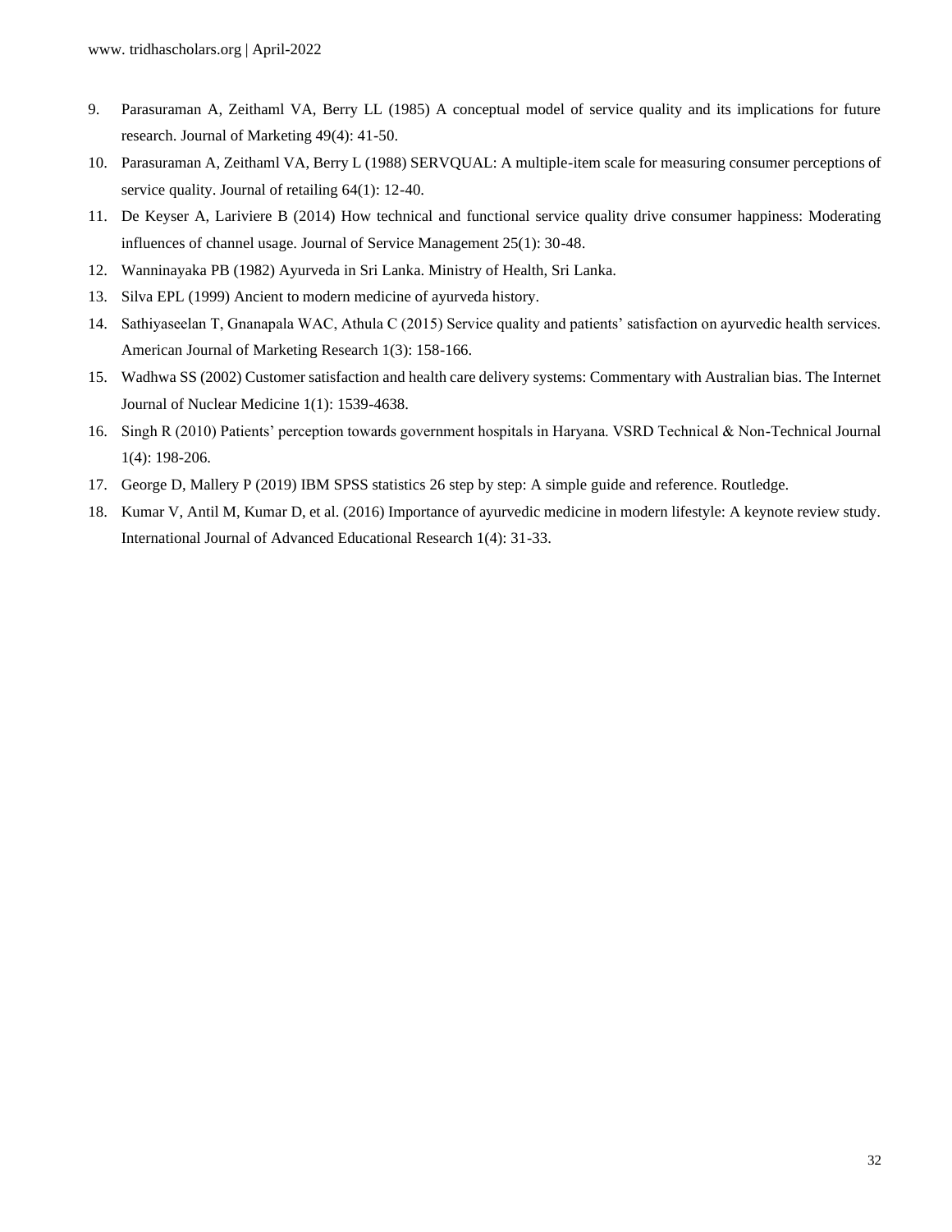9. Parasuraman A, Zeithaml VA, Berry LL (1985) A conceptual model of service quality and its implications for future research. Journal of Marketing 49(4): 41-50.
10. Parasuraman A, Zeithaml VA, Berry L (1988) SERVQUAL: A multiple-item scale for measuring consumer perceptions of service quality. Journal of retailing 64(1): 12-40.
11. De Keyser A, Lariviere B (2014) How technical and functional service quality drive consumer happiness: Moderating influences of channel usage. Journal of Service Management 25(1): 30-48.
12. Wanninayaka PB (1982) Ayurveda in Sri Lanka. Ministry of Health, Sri Lanka.
13. Silva EPL (1999) Ancient to modern medicine of ayurveda history.
14. Sathiyaseelan T, Gnanapala WAC, Athula C (2015) Service quality and patients' satisfaction on ayurvedic health services. American Journal of Marketing Research 1(3): 158-166.
15. Wadhwa SS (2002) Customer satisfaction and health care delivery systems: Commentary with Australian bias. The Internet Journal of Nuclear Medicine 1(1): 1539-4638.
16. Singh R (2010) Patients' perception towards government hospitals in Haryana. VSRD Technical & Non-Technical Journal 1(4): 198-206.
17. George D, Mallery P (2019) IBM SPSS statistics 26 step by step: A simple guide and reference. Routledge.
18. Kumar V, Antil M, Kumar D, et al. (2016) Importance of ayurvedic medicine in modern lifestyle: A keynote review study. International Journal of Advanced Educational Research 1(4): 31-33.